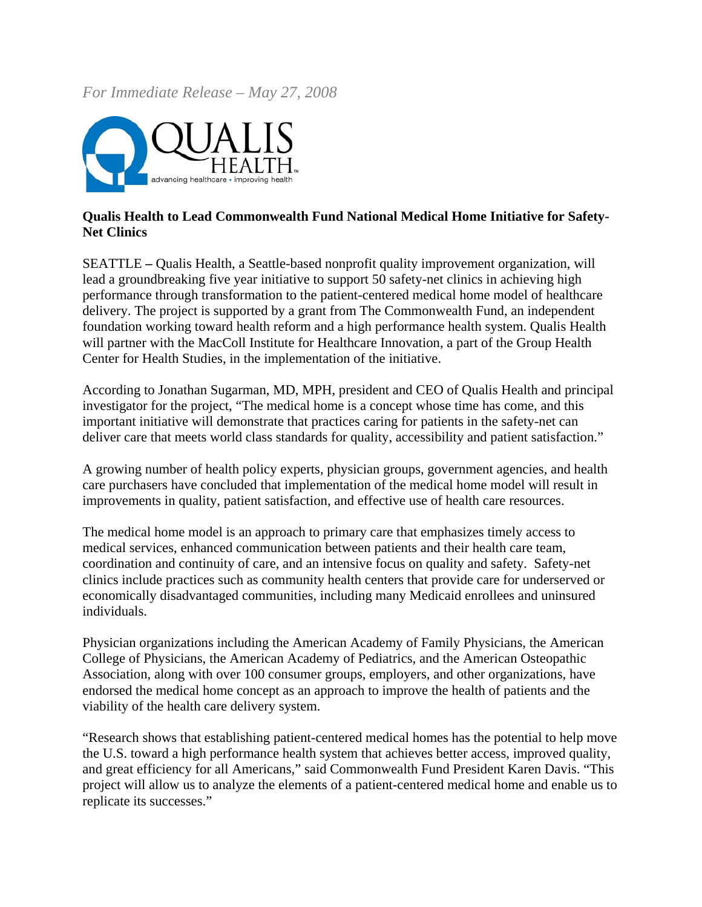*For Immediate Release – May 27, 2008*

QUALIS HEALTH

advancing healthcare • improving health

**Qualis Health to Lead Commonwealth Fund National Medical Home Initiative for Safety-Net Clinics**

SEATTLE – Qualis Health, a Seattle-based nonprofit quality improvement organization, will lead a groundbreaking five year initiative to support 50 safety-net clinics in achieving high performance through transformation to the patient-centered medical home model of healthcare delivery. The project is supported by a grant from The Commonwealth Fund, an independent foundation working toward health reform and a high performance health system. Qualis Health will partner with the MacColl Institute for Healthcare Innovation, a part of the Group Health Center for Health Studies, in the implementation of the initiative.

According to Jonathan Sugarman, MD, MPH, president and CEO of Qualis Health and principal investigator for the project, "The medical home is a concept whose time has come, and this important initiative will demonstrate that practices caring for patients in the safety-net can deliver care that meets world class standards for quality, accessibility and patient satisfaction."

A growing number of health policy experts, physician groups, government agencies, and health care purchasers have concluded that implementation of the medical home model will result in improvements in quality, patient satisfaction, and effective use of health care resources.

The medical home model is an approach to primary care that emphasizes timely access to medical services, enhanced communication between patients and their health care team, coordination and continuity of care, and an intensive focus on quality and safety. Safety-net clinics include practices such as community health centers that provide care for underserved or economically disadvantaged communities, including many Medicaid enrollees and uninsured individuals.

Physician organizations including the American Academy of Family Physicians, the American College of Physicians, the American Academy of Pediatrics, and the American Osteopathic Association, along with over 100 consumer groups, employers, and other organizations, have endorsed the medical home concept as an approach to improve the health of patients and the viability of the health care delivery system.

"Research shows that establishing patient-centered medical homes has the potential to help move the U.S. toward a high performance health system that achieves better access, improved quality, and great efficiency for all Americans," said Commonwealth Fund President Karen Davis. "This project will allow us to analyze the elements of a patient-centered medical home and enable us to replicate its successes."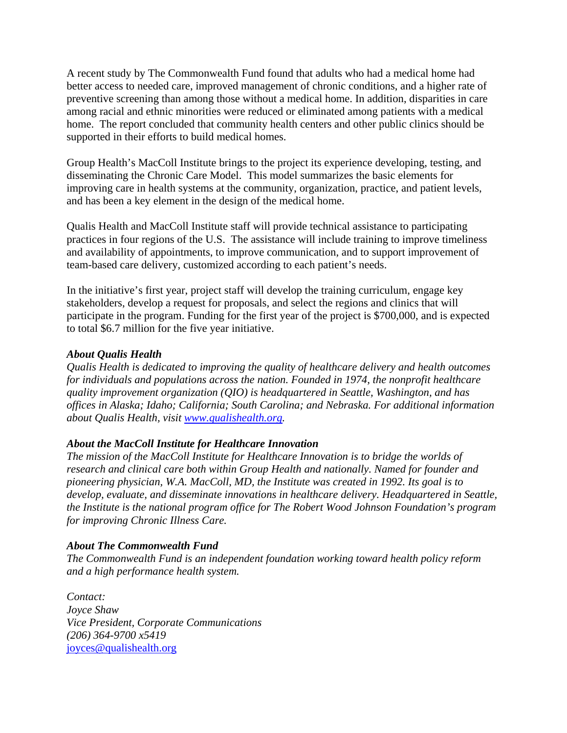A recent study by The Commonwealth Fund found that adults who had a medical home had better access to needed care, improved management of chronic conditions, and a higher rate of preventive screening than among those without a medical home. In addition, disparities in care among racial and ethnic minorities were reduced or eliminated among patients with a medical home. The report concluded that community health centers and other public clinics should be supported in their efforts to build medical homes.

Group Health's MacColl Institute brings to the project its experience developing, testing, and disseminating the Chronic Care Model. This model summarizes the basic elements for improving care in health systems at the community, organization, practice, and patient levels, and has been a key element in the design of the medical home.

Qualis Health and MacColl Institute staff will provide technical assistance to participating practices in four regions of the U.S. The assistance will include training to improve timeliness and availability of appointments, to improve communication, and to support improvement of team-based care delivery, customized according to each patient's needs.

In the initiative's first year, project staff will develop the training curriculum, engage key stakeholders, develop a request for proposals, and select the regions and clinics that will participate in the program. Funding for the first year of the project is $700,000, and is expected to total $6.7 million for the five year initiative.

***About Qualis Health***

*Qualis Health is dedicated to improving the quality of healthcare delivery and health outcomes for individuals and populations across the nation. Founded in 1974, the nonprofit healthcare quality improvement organization (QIO) is headquartered in Seattle, Washington, and has offices in Alaska; Idaho; California; South Carolina; and Nebraska. For additional information about Qualis Health, visit [www.qualishealth.org](www.qualishealth.org).*

***About the MacColl Institute for Healthcare Innovation***

*The mission of the MacColl Institute for Healthcare Innovation is to bridge the worlds of research and clinical care both within Group Health and nationally. Named for founder and pioneering physician, W.A. MacColl, MD, the Institute was created in 1992. Its goal is to develop, evaluate, and disseminate innovations in healthcare delivery. Headquartered in Seattle, the Institute is the national program office for The Robert Wood Johnson Foundation's program for improving Chronic Illness Care.*

***About The Commonwealth Fund***

*The Commonwealth Fund is an independent foundation working toward health policy reform and a high performance health system.*

*Contact:*
*Joyce Shaw*
*Vice President, Corporate Communications*
*(206) 364-9700 x5419*
[joyces@qualishealth.org](mailto:joyces@qualishealth.org)